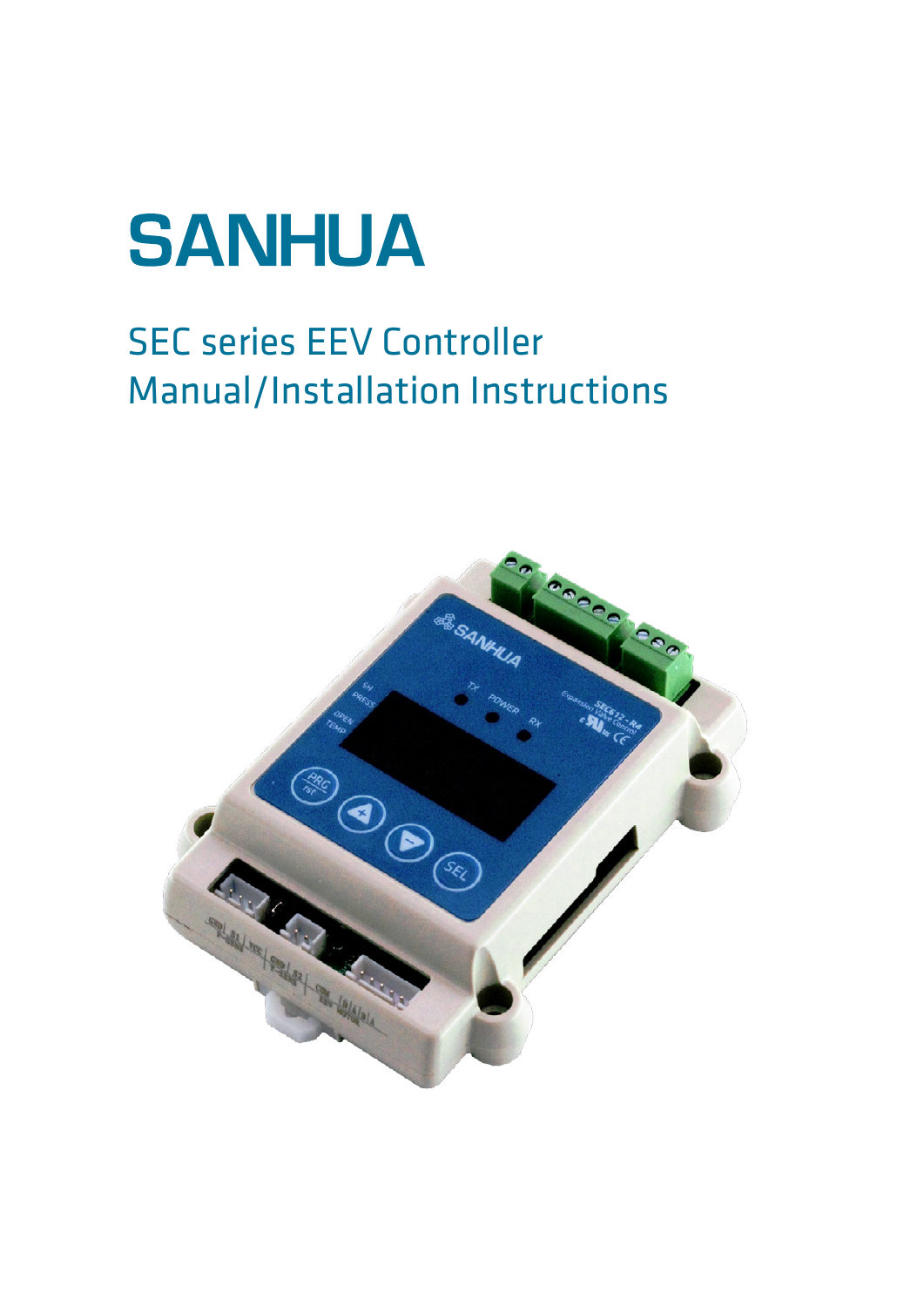# SANHUA

## SEC series EEV Controller
## Manual/Installation Instructions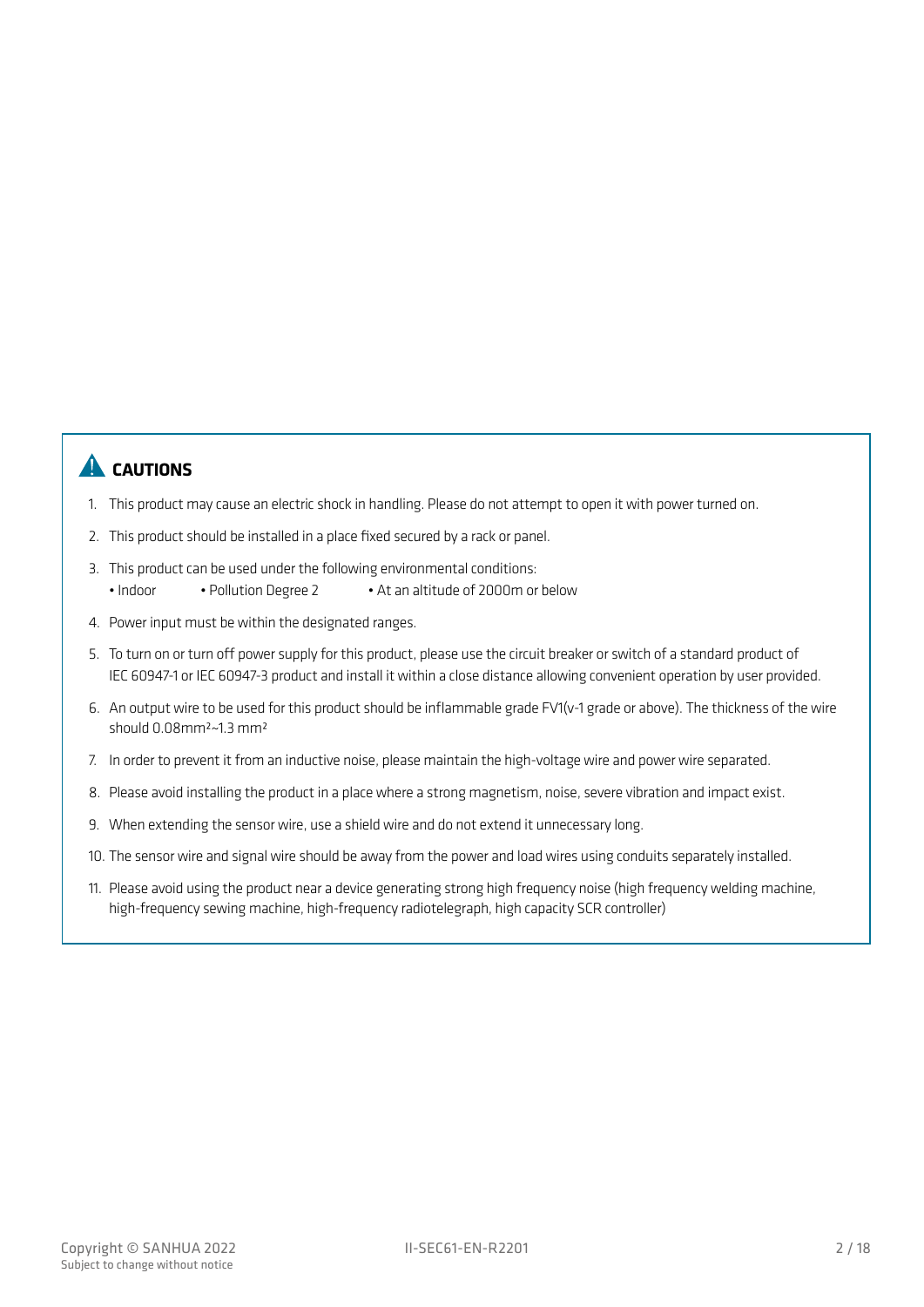## ⚠ CAUTIONS

1. This product may cause an electric shock in handling. Please do not attempt to open it with power turned on.
2. This product should be installed in a place fixed secured by a rack or panel.
3. This product can be used under the following environmental conditions:
   • Indoor • Pollution Degree 2 • At an altitude of 2000m or below
4. Power input must be within the designated ranges.
5. To turn on or turn off power supply for this product, please use the circuit breaker or switch of a standard product of IEC 60947-1 or IEC 60947-3 product and install it within a close distance allowing convenient operation by user provided.
6. An output wire to be used for this product should be inflammable grade FV1(v-1 grade or above). The thickness of the wire should 0.08mm²~1.3 mm²
7. In order to prevent it from an inductive noise, please maintain the high-voltage wire and power wire separated.
8. Please avoid installing the product in a place where a strong magnetism, noise, severe vibration and impact exist.
9. When extending the sensor wire, use a shield wire and do not extend it unnecessary long.
10. The sensor wire and signal wire should be away from the power and load wires using conduits separately installed.
11. Please avoid using the product near a device generating strong high frequency noise (high frequency welding machine, high-frequency sewing machine, high-frequency radiotelegraph, high capacity SCR controller)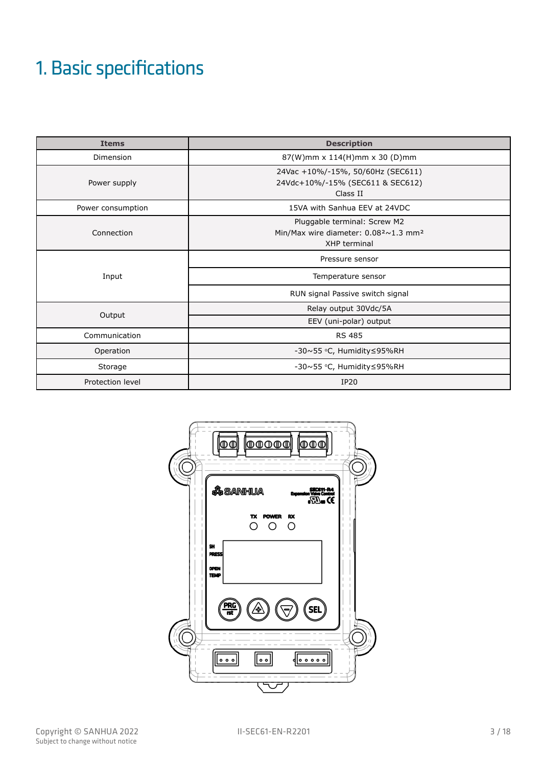# 1. Basic specifications

| Items | Description |
|---|---|
| Dimension | 87(W)mm x 114(H)mm x 30 (D)mm |
| Power supply | 24Vac +10%/-15%, 50/60Hz (SEC611)<br>24Vdc+10%/-15% (SEC611 & SEC612)<br>Class II |
| Power consumption | 15VA with Sanhua EEV at 24VDC |
| Connection | Pluggable terminal: Screw M2<br>Min/Max wire diameter: 0.08²~1.3 mm²<br>XHP terminal |
| Input | Pressure sensor |
| | Temperature sensor |
| | RUN signal Passive switch signal |
| Output | Relay output 30Vdc/5A |
| | EEV (uni-polar) output |
| Communication | RS 485 |
| Operation | -30~55 °C, Humidity≤95%RH |
| Storage | -30~55 °C, Humidity≤95%RH |
| Protection level | IP20 |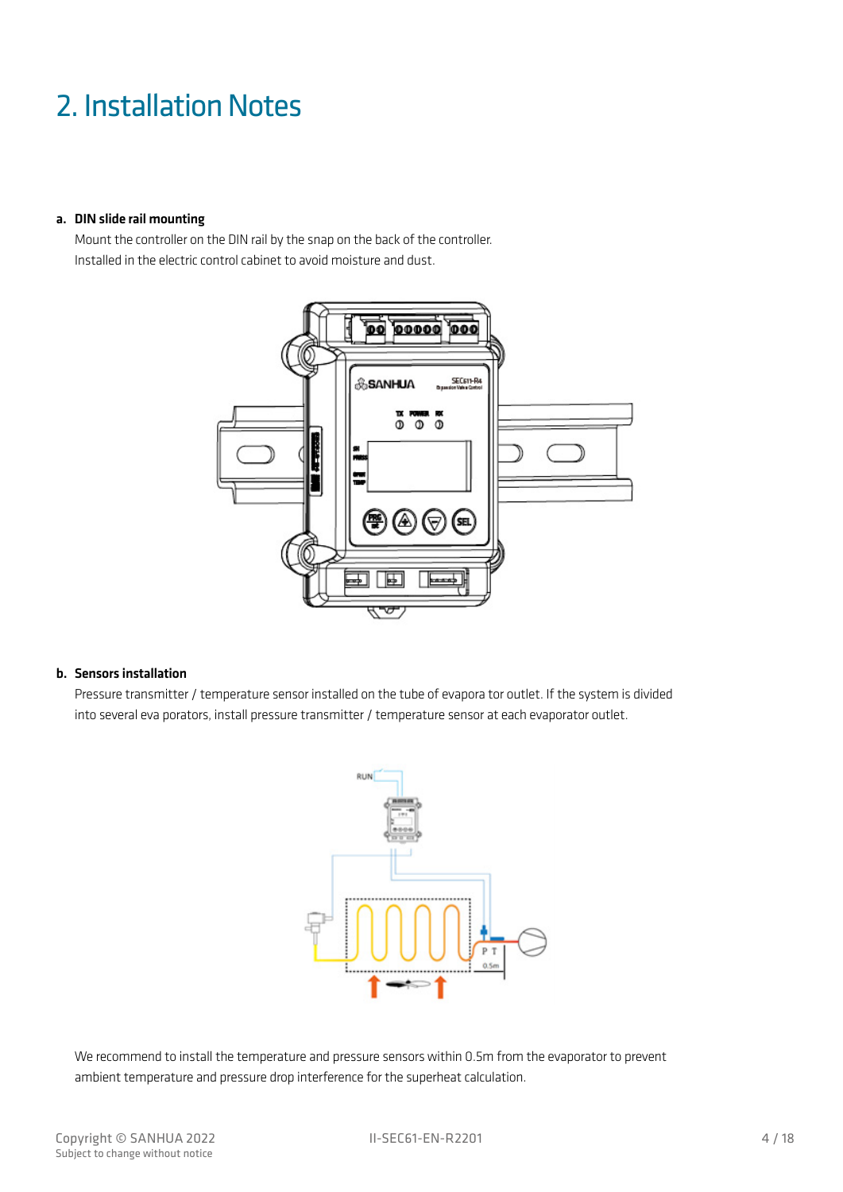# 2. Installation Notes

**a. DIN slide rail mounting**

Mount the controller on the DIN rail by the snap on the back of the controller.
Installed in the electric control cabinet to avoid moisture and dust.

**b. Sensors installation**

Pressure transmitter / temperature sensor installed on the tube of evapora tor outlet. If the system is divided into several eva porators, install pressure transmitter / temperature sensor at each evaporator outlet.

We recommend to install the temperature and pressure sensors within 0.5m from the evaporator to prevent ambient temperature and pressure drop interference for the superheat calculation.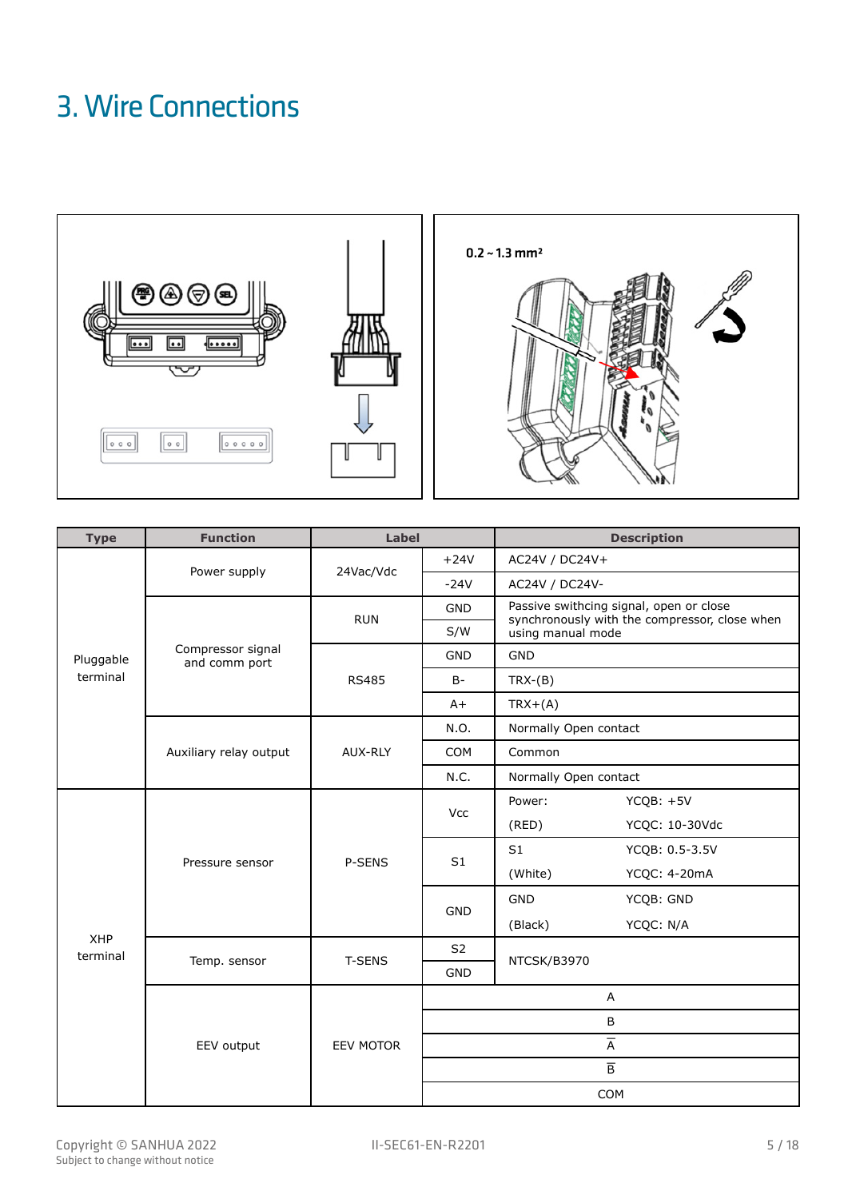# 3. Wire Connections

0.2 ~ 1.3 mm²

| Type | Function | Label | | Description | |
|---|---|---|---|---|---|
| Pluggable terminal | Power supply | 24Vac/Vdc | +24V | AC24V / DC24V+ | |
| | | | -24V | AC24V / DC24V- | |
| | Compressor signal and comm port | RUN | GND | Passive swithcing signal, open or close synchronously with the compressor, close when using manual mode | |
| | | | S/W | | |
| | | RS485 | GND | GND | |
| | | | B- | TRX-(B) | |
| | | | A+ | TRX+(A) | |
| | Auxiliary relay output | AUX-RLY | N.O. | Normally Open contact | |
| | | | COM | Common | |
| | | | N.C. | Normally Open contact | |
| XHP terminal | Pressure sensor | P-SENS | Vcc | Power: | YCQB: +5V |
| | | | | (RED) | YCQC: 10-30Vdc |
| | | | S1 | S1 | YCQB: 0.5-3.5V |
| | | | | (White) | YCQC: 4-20mA |
| | | | GND | GND | YCQB: GND |
| | | | | (Black) | YCQC: N/A |
| | Temp. sensor | T-SENS | S2 | NTCSK/B3970 | |
| | | | GND | | |
| | EEV output | EEV MOTOR | A | | |
| | | | B | | |
| | | | $\overline{A}$ | | |
| | | | $\overline{B}$ | | |
| | | | COM | | |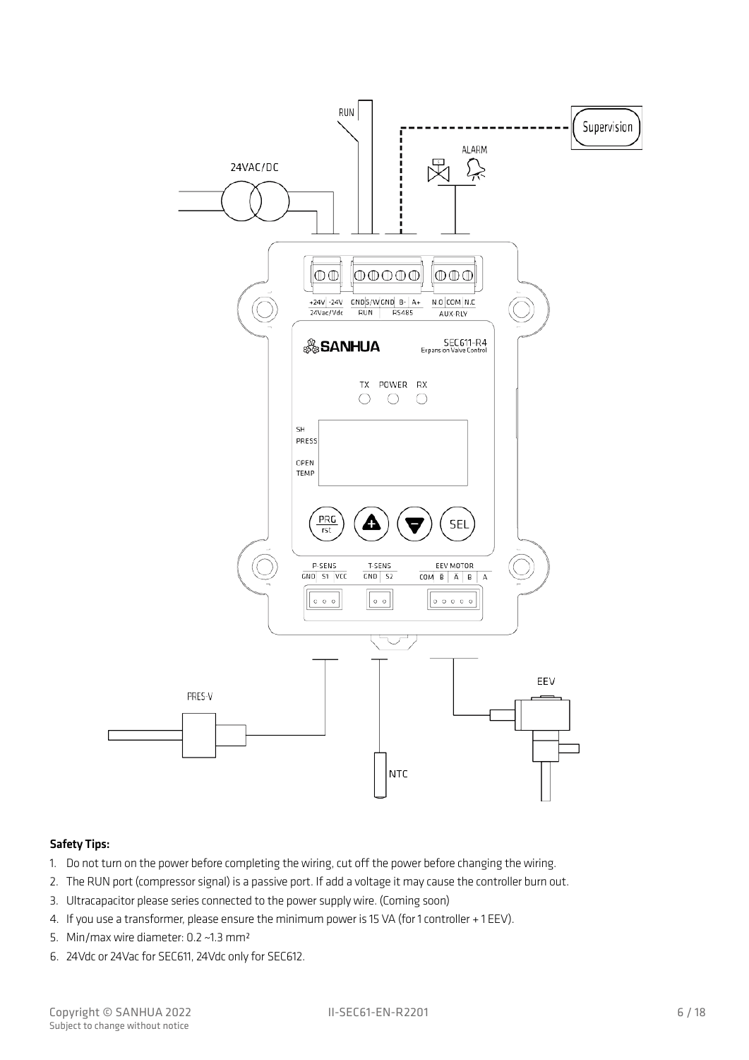**Safety Tips:**

1. Do not turn on the power before completing the wiring, cut off the power before changing the wiring.
2. The RUN port (compressor signal) is a passive port. If add a voltage it may cause the controller burn out.
3. Ultracapacitor please series connected to the power supply wire. (Coming soon)
4. If you use a transformer, please ensure the minimum power is 15 VA (for 1 controller + 1 EEV).
5. Min/max wire diameter: 0.2 ~1.3 mm²
6. 24Vdc or 24Vac for SEC611, 24Vdc only for SEC612.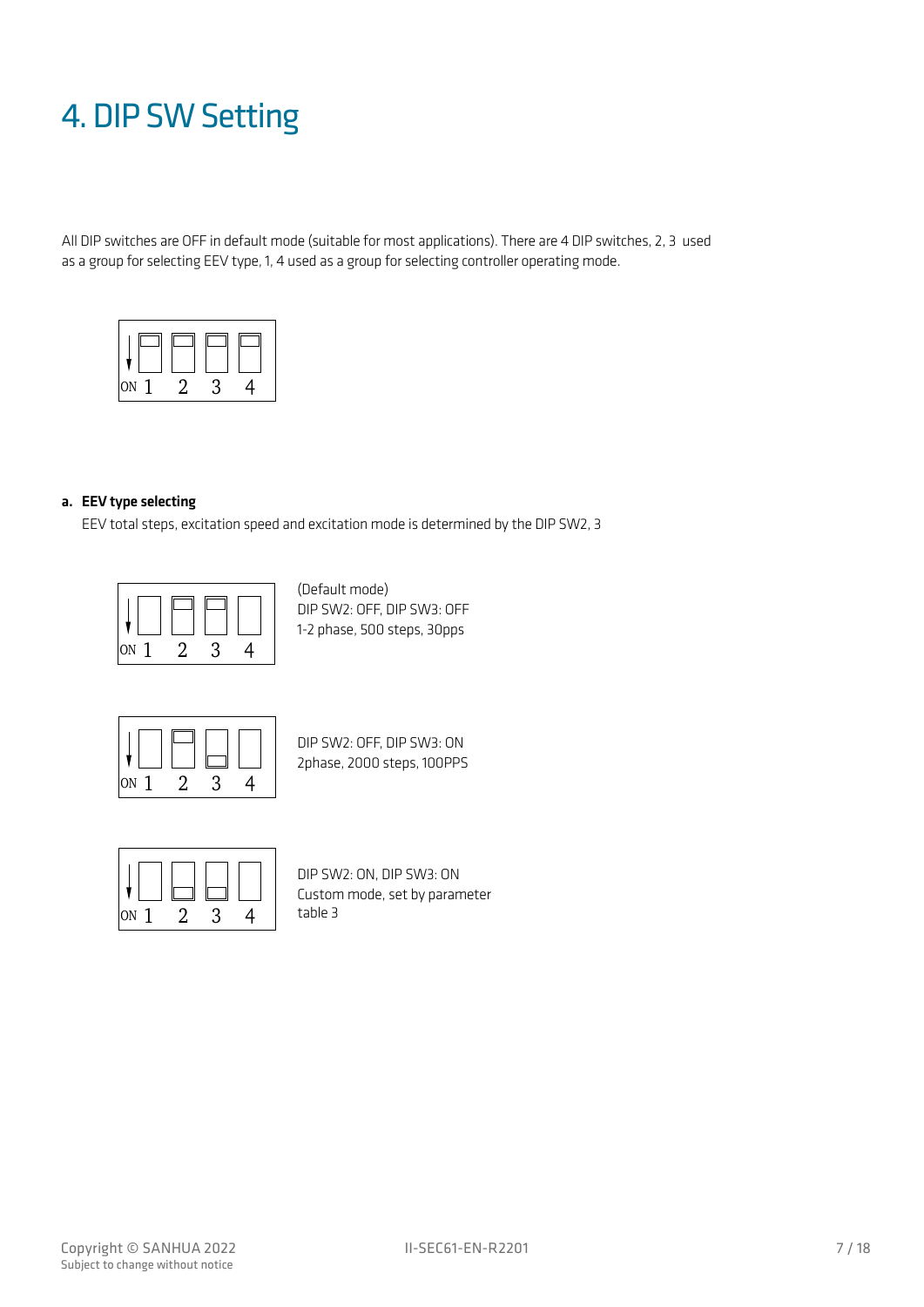# 4. DIP SW Setting

All DIP switches are OFF in default mode (suitable for most applications). There are 4 DIP switches, 2, 3 used as a group for selecting EEV type, 1, 4 used as a group for selecting controller operating mode.

ON 1 2 3 4

**a. EEV type selecting**

EEV total steps, excitation speed and excitation mode is determined by the DIP SW2, 3

ON 1 2 3 4

(Default mode)
DIP SW2: OFF, DIP SW3: OFF
1-2 phase, 500 steps, 30pps

ON 1 2 3 4

DIP SW2: OFF, DIP SW3: ON
2phase, 2000 steps, 100PPS

ON 1 2 3 4

DIP SW2: ON, DIP SW3: ON
Custom mode, set by parameter table 3

Copyright © SANHUA 2022
Subject to change without notice

II-SEC61-EN-R2201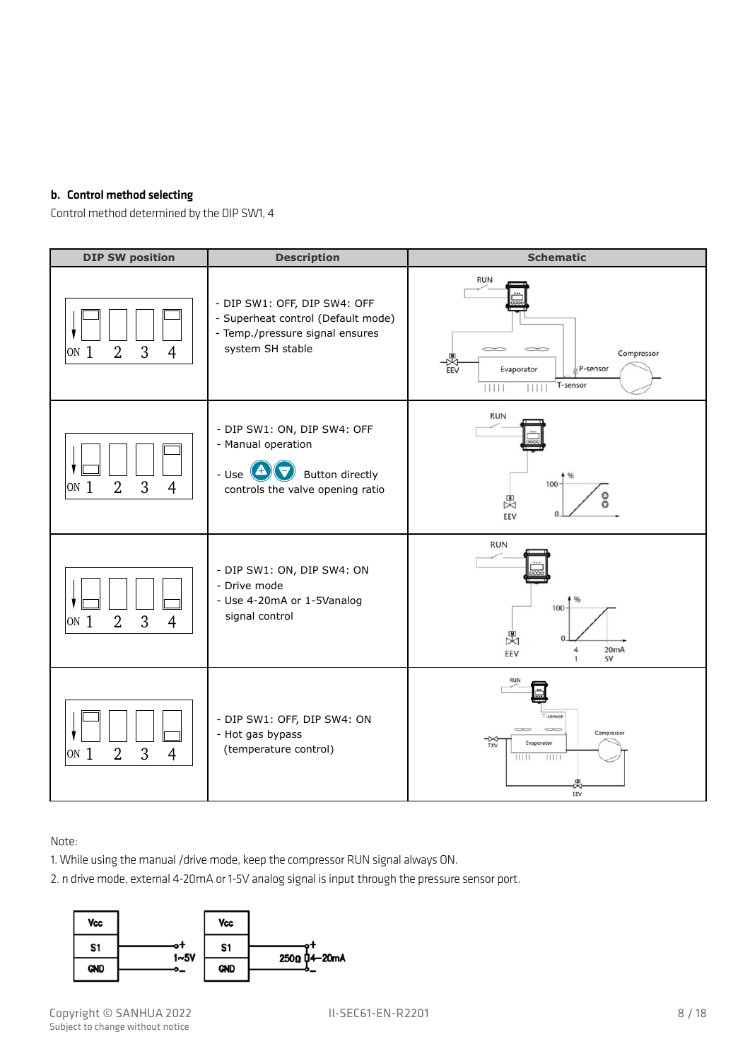**b. Control method selecting**

Control method determined by the DIP SW1, 4

| DIP SW position | Description | Schematic |
|---|---|---|
| ON 1 2 3 4 | - DIP SW1: OFF, DIP SW4: OFF<br>- Superheat control (Default mode)<br>- Temp./pressure signal ensures system SH stable | RUN, EEV, Evaporator, P-sensor, T-sensor, Compressor |
| ON 1 2 3 4 | - DIP SW1: ON, DIP SW4: OFF<br>- Manual operation<br>- Use ▲▼ Button directly controls the valve opening ratio | RUN, EEV, 100, %, 0 |
| ON 1 2 3 4 | - DIP SW1: ON, DIP SW4: ON<br>- Drive mode<br>- Use 4-20mA or 1-5Vanalog signal control | RUN, EEV, 100, %, 0, 4, 1, 20mA, 5V |
| ON 1 2 3 4 | - DIP SW1: OFF, DIP SW4: ON<br>- Hot gas bypass (temperature control) | RUN, T-sensor, TXV, Evaporator, Compressor, EEV |

Note:

1. While using the manual /drive mode, keep the compressor RUN signal always ON.
2. n drive mode, external 4-20mA or 1-5V analog signal is input through the pressure sensor port.

| Vcc | | Vcc | |
|---|---|---|---|
| S1 | + 1~5V | S1 | + 250Ω 4-20mA |
| GND | – | GND | – |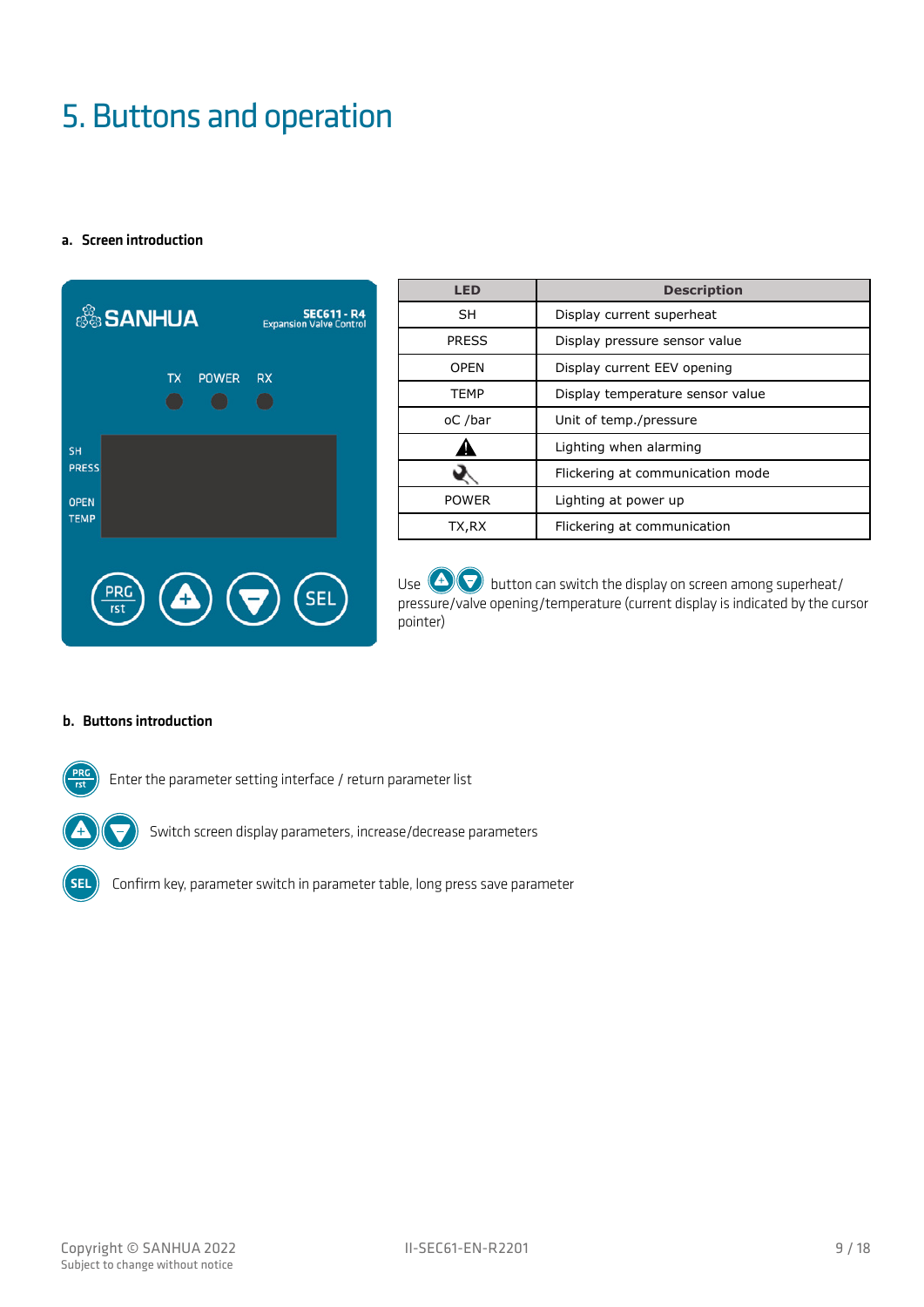# 5. Buttons and operation

## a. Screen introduction

| LED | Description |
|---|---|
| SH | Display current superheat |
| PRESS | Display pressure sensor value |
| OPEN | Display current EEV opening |
| TEMP | Display temperature sensor value |
| oC /bar | Unit of temp./pressure |
| ⚠ | Lighting when alarming |
| 🔧 | Flickering at communication mode |
| POWER | Lighting at power up |
| TX,RX | Flickering at communication |

Use ⊕ ⊖ button can switch the display on screen among superheat/ pressure/valve opening/temperature (current display is indicated by the cursor pointer)

## b. Buttons introduction

PRG/rst: Enter the parameter setting interface / return parameter list

+ / −: Switch screen display parameters, increase/decrease parameters

SEL: Confirm key, parameter switch in parameter table, long press save parameter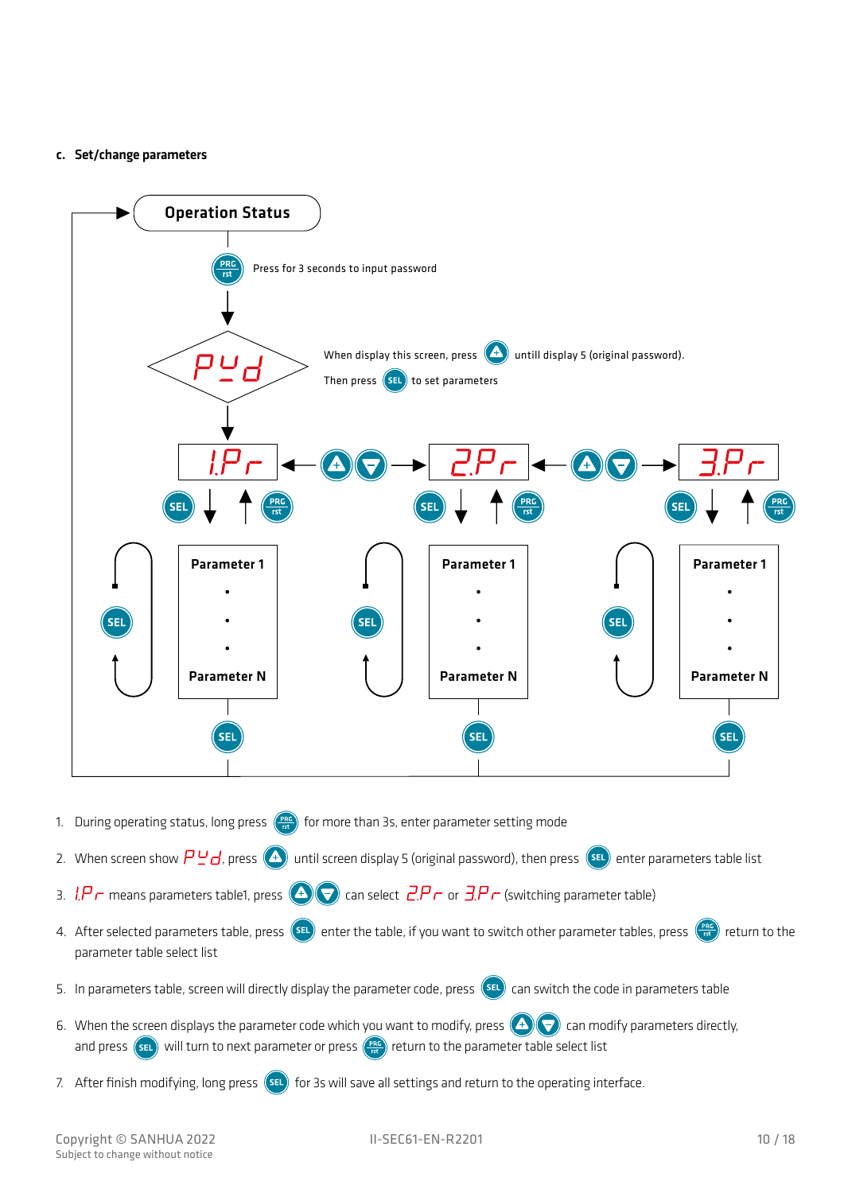**c. Set/change parameters**

Operation Status

PRG rst — Press for 3 seconds to input password

PYd — When display this screen, press (+) untill display 5 (original password). Then press SEL to set parameters

1.Pr ◄ (+)(−) ► 2.Pr ◄ (+)(−) ► 3.Pr

SEL ↓ ↑ PRG rst

Parameter 1 · · · Parameter N (SEL)

SEL

1. During operating status, long press PRG rst for more than 3s, enter parameter setting mode
2. When screen show PYd, press (+) until screen display 5 (original password), then press SEL enter parameters table list
3. 1.Pr means parameters table1, press (+)(−) can select 2.Pr or 3.Pr (switching parameter table)
4. After selected parameters table, press SEL enter the table, if you want to switch other parameter tables, press PRG rst return to the parameter table select list
5. In parameters table, screen will directly display the parameter code, press SEL can switch the code in parameters table
6. When the screen displays the parameter code which you want to modify, press (+)(−) can modify parameters directly, and press SEL will turn to next parameter or press PRG rst return to the parameter table select list
7. After finish modifying, long press SEL for 3s will save all settings and return to the operating interface.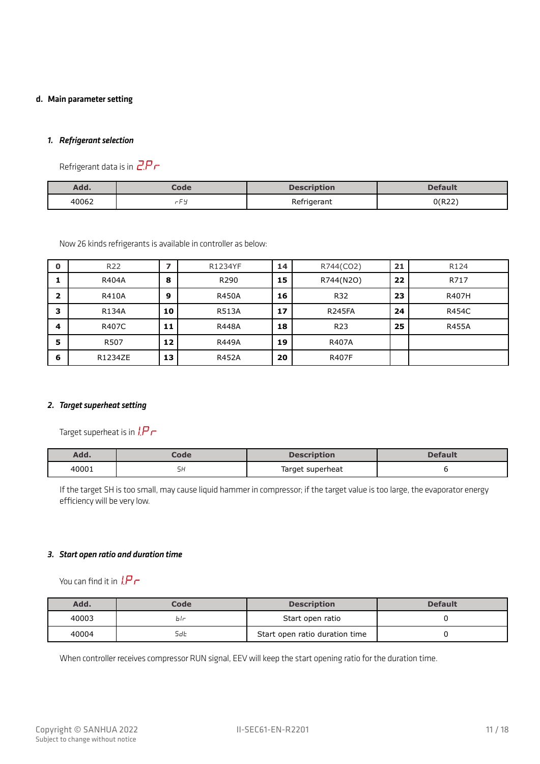### d. Main parameter setting

#### 1. *Refrigerant selection*

Refrigerant data is in 2.Pr

| Add. | Code | Description | Default |
|---|---|---|---|
| 40062 | rFY | Refrigerant | 0(R22) |

Now 26 kinds refrigerants is available in controller as below:

| 0 | R22 | 7 | R1234YF | 14 | R744(CO2) | 21 | R124 |
|---|---|---|---|---|---|---|---|
| 1 | R404A | 8 | R290 | 15 | R744(N2O) | 22 | R717 |
| 2 | R410A | 9 | R450A | 16 | R32 | 23 | R407H |
| 3 | R134A | 10 | R513A | 17 | R245FA | 24 | R454C |
| 4 | R407C | 11 | R448A | 18 | R23 | 25 | R455A |
| 5 | R507 | 12 | R449A | 19 | R407A | | |
| 6 | R1234ZE | 13 | R452A | 20 | R407F | | |

#### 2. *Target superheat setting*

Target superheat is in 1.Pr

| Add. | Code | Description | Default |
|---|---|---|---|
| 40001 | SH | Target superheat | 6 |

If the target SH is too small, may cause liquid hammer in compressor; if the target value is too large, the evaporator energy efficiency will be very low.

#### 3. *Start open ratio and duration time*

You can find it in 1.Pr

| Add. | Code | Description | Default |
|---|---|---|---|
| 40003 | blr | Start open ratio | 0 |
| 40004 | Sdt | Start open ratio duration time | 0 |

When controller receives compressor RUN signal, EEV will keep the start opening ratio for the duration time.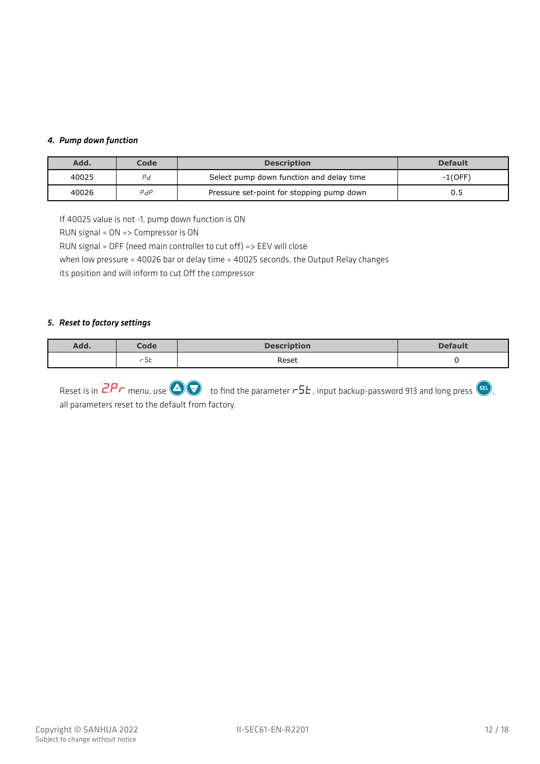#### *4. Pump down function*

| Add. | Code | Description | Default |
|---|---|---|---|
| 40025 | Pd | Select pump down function and delay time | -1(OFF) |
| 40026 | PdP | Pressure set-point for stopping pump down | 0.5 |

If 40025 value is not -1, pump down function is ON
RUN signal = ON => Compressor is ON
RUN signal = OFF (need main controller to cut off) => EEV will close
when low pressure = 40026 bar or delay time = 40025 seconds, the Output Relay changes
its position and will inform to cut Off the compressor

#### *5. Reset to factory settings*

| Add. | Code | Description | Default |
|---|---|---|---|
| | rSt | Reset | 0 |

Reset is in 2.Pr menu, use ▲▼ to find the parameter rSt, input backup-password 913 and long press SEL, all parameters reset to the default from factory.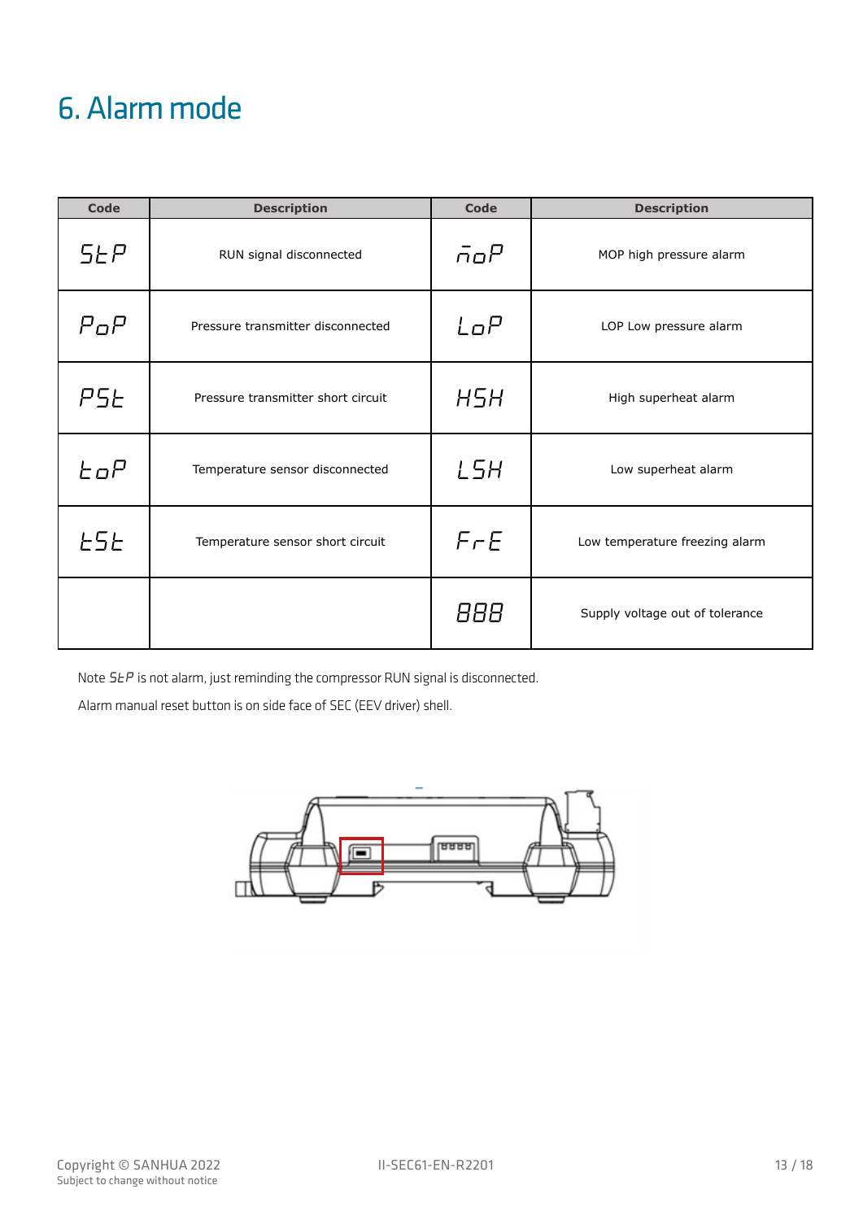# 6. Alarm mode

| Code | Description | Code | Description |
|---|---|---|---|
| StP | RUN signal disconnected | noP | MOP high pressure alarm |
| PoP | Pressure transmitter disconnected | LoP | LOP Low pressure alarm |
| PSt | Pressure transmitter short circuit | HSH | High superheat alarm |
| toP | Temperature sensor disconnected | LSH | Low superheat alarm |
| tSt | Temperature sensor short circuit | FrE | Low temperature freezing alarm |
| | | 888 | Supply voltage out of tolerance |

Note StP is not alarm, just reminding the compressor RUN signal is disconnected.

Alarm manual reset button is on side face of SEC (EEV driver) shell.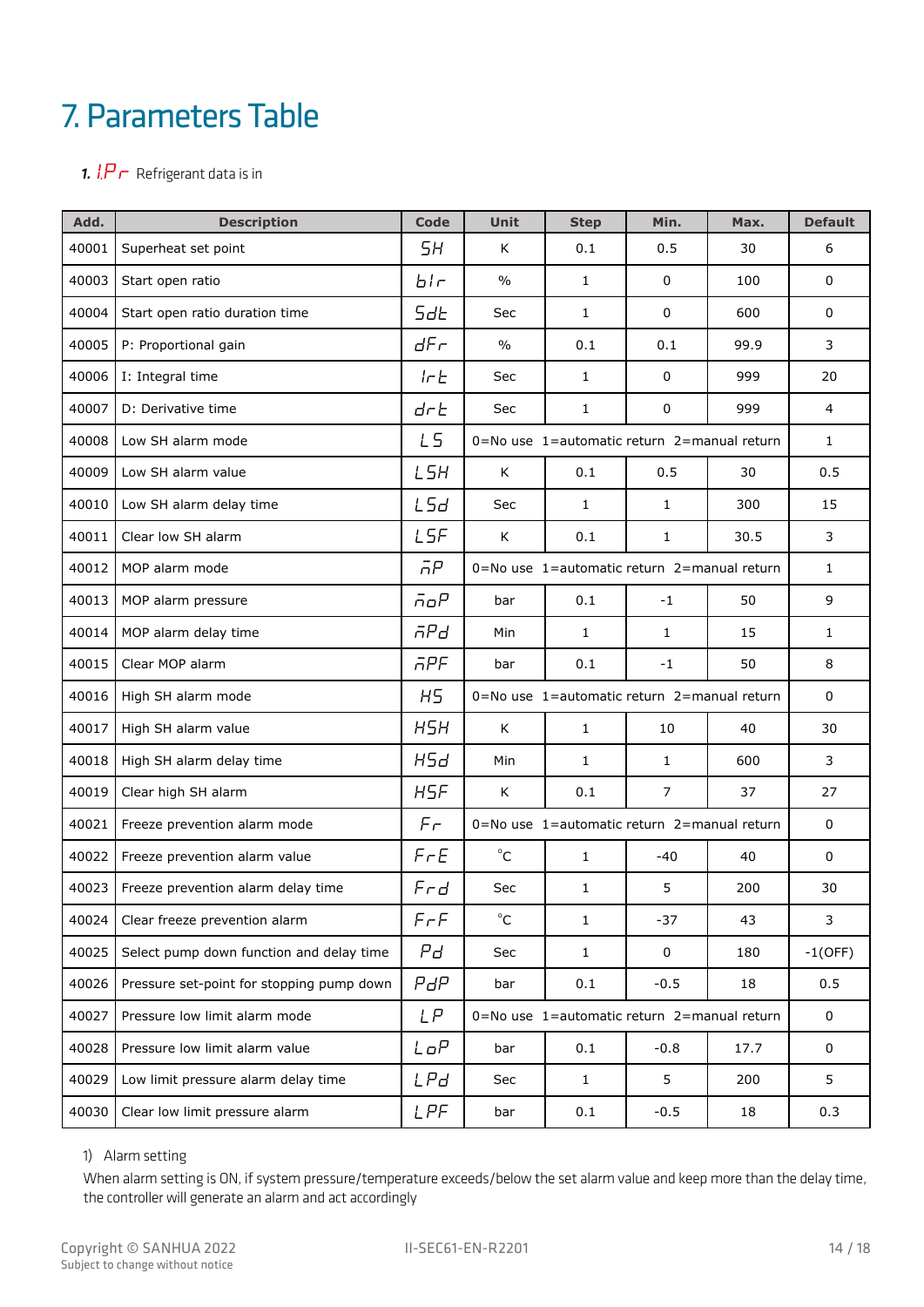# 7. Parameters Table

**1.** *I.Pr* Refrigerant data is in

| Add. | Description | Code | Unit | Step | Min. | Max. | Default |
|---|---|---|---|---|---|---|---|
| 40001 | Superheat set point | SH | K | 0.1 | 0.5 | 30 | 6 |
| 40003 | Start open ratio | bIr | % | 1 | 0 | 100 | 0 |
| 40004 | Start open ratio duration time | SdE | Sec | 1 | 0 | 600 | 0 |
| 40005 | P: Proportional gain | dFr | % | 0.1 | 0.1 | 99.9 | 3 |
| 40006 | I: Integral time | IrE | Sec | 1 | 0 | 999 | 20 |
| 40007 | D: Derivative time | drE | Sec | 1 | 0 | 999 | 4 |
| 40008 | Low SH alarm mode | LS | 0=No use 1=automatic return 2=manual return | | | | 1 |
| 40009 | Low SH alarm value | LSH | K | 0.1 | 0.5 | 30 | 0.5 |
| 40010 | Low SH alarm delay time | LSd | Sec | 1 | 1 | 300 | 15 |
| 40011 | Clear low SH alarm | LSF | K | 0.1 | 1 | 30.5 | 3 |
| 40012 | MOP alarm mode | MP | 0=No use 1=automatic return 2=manual return | | | | 1 |
| 40013 | MOP alarm pressure | MoP | bar | 0.1 | -1 | 50 | 9 |
| 40014 | MOP alarm delay time | MPd | Min | 1 | 1 | 15 | 1 |
| 40015 | Clear MOP alarm | MPF | bar | 0.1 | -1 | 50 | 8 |
| 40016 | High SH alarm mode | HS | 0=No use 1=automatic return 2=manual return | | | | 0 |
| 40017 | High SH alarm value | HSH | K | 1 | 10 | 40 | 30 |
| 40018 | High SH alarm delay time | HSd | Min | 1 | 1 | 600 | 3 |
| 40019 | Clear high SH alarm | HSF | K | 0.1 | 7 | 37 | 27 |
| 40021 | Freeze prevention alarm mode | Fr | 0=No use 1=automatic return 2=manual return | | | | 0 |
| 40022 | Freeze prevention alarm value | FrE | °C | 1 | -40 | 40 | 0 |
| 40023 | Freeze prevention alarm delay time | Frd | Sec | 1 | 5 | 200 | 30 |
| 40024 | Clear freeze prevention alarm | FrF | °C | 1 | -37 | 43 | 3 |
| 40025 | Select pump down function and delay time | Pd | Sec | 1 | 0 | 180 | -1(OFF) |
| 40026 | Pressure set-point for stopping pump down | PdP | bar | 0.1 | -0.5 | 18 | 0.5 |
| 40027 | Pressure low limit alarm mode | LP | 0=No use 1=automatic return 2=manual return | | | | 0 |
| 40028 | Pressure low limit alarm value | LoP | bar | 0.1 | -0.8 | 17.7 | 0 |
| 40029 | Low limit pressure alarm delay time | LPd | Sec | 1 | 5 | 200 | 5 |
| 40030 | Clear low limit pressure alarm | LPF | bar | 0.1 | -0.5 | 18 | 0.3 |

1) Alarm setting

When alarm setting is ON, if system pressure/temperature exceeds/below the set alarm value and keep more than the delay time, the controller will generate an alarm and act accordingly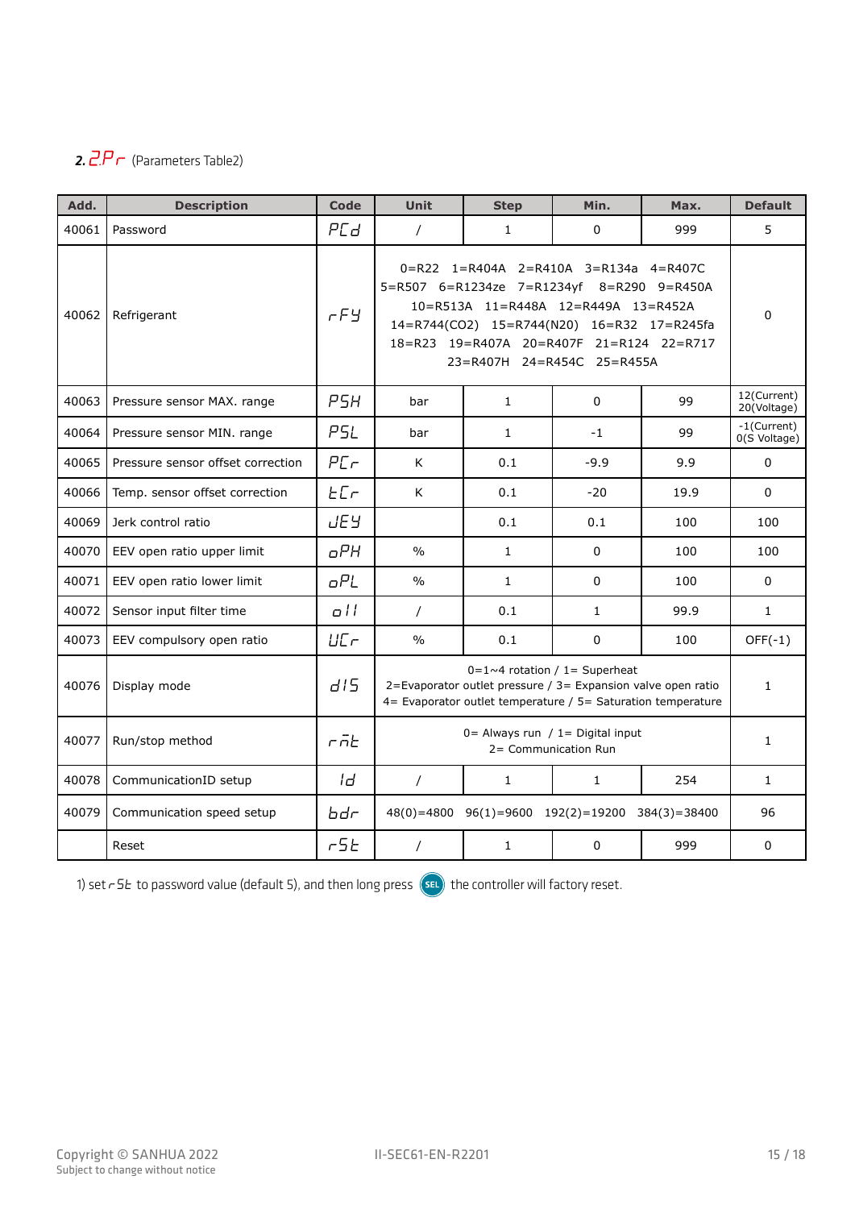## 2. 2Pr (Parameters Table2)

| Add. | Description | Code | Unit | Step | Min. | Max. | Default |
|---|---|---|---|---|---|---|---|
| 40061 | Password | PCd | / | 1 | 0 | 999 | 5 |
| 40062 | Refrigerant | rFY | 0=R22 1=R404A 2=R410A 3=R134a 4=R407C 5=R507 6=R1234ze 7=R1234yf 8=R290 9=R450A 10=R513A 11=R448A 12=R449A 13=R452A 14=R744(CO2) 15=R744(N20) 16=R32 17=R245fa 18=R23 19=R407A 20=R407F 21=R124 22=R717 23=R407H 24=R454C 25=R455A | | | | | 0 |
| 40063 | Pressure sensor MAX. range | PSH | bar | 1 | 0 | 99 | 12(Current) 20(Voltage) |
| 40064 | Pressure sensor MIN. range | PSL | bar | 1 | -1 | 99 | -1(Current) 0(S Voltage) |
| 40065 | Pressure sensor offset correction | PCr | K | 0.1 | -9.9 | 9.9 | 0 |
| 40066 | Temp. sensor offset correction | tCr | K | 0.1 | -20 | 19.9 | 0 |
| 40069 | Jerk control ratio | JEY | | 0.1 | 0.1 | 100 | 100 |
| 40070 | EEV open ratio upper limit | oPH | % | 1 | 0 | 100 | 100 |
| 40071 | EEV open ratio lower limit | oPL | % | 1 | 0 | 100 | 0 |
| 40072 | Sensor input filter time | oII | / | 0.1 | 1 | 99.9 | 1 |
| 40073 | EEV compulsory open ratio | UCr | % | 0.1 | 0 | 100 | OFF(-1) |
| 40076 | Display mode | dIS | 0=1~4 rotation / 1= Superheat 2=Evaporator outlet pressure / 3= Expansion valve open ratio 4= Evaporator outlet temperature / 5= Saturation temperature | | | | 1 |
| 40077 | Run/stop method | rnt | 0= Always run / 1= Digital input 2= Communication Run | | | | 1 |
| 40078 | CommunicationID setup | Id | / | 1 | 1 | 254 | 1 |
| 40079 | Communication speed setup | bdr | 48(0)=4800 96(1)=9600 192(2)=19200 384(3)=38400 | | | | 96 |
| | Reset | rSt | / | 1 | 0 | 999 | 0 |

1) set rSt to password value (default 5), and then long press SEL the controller will factory reset.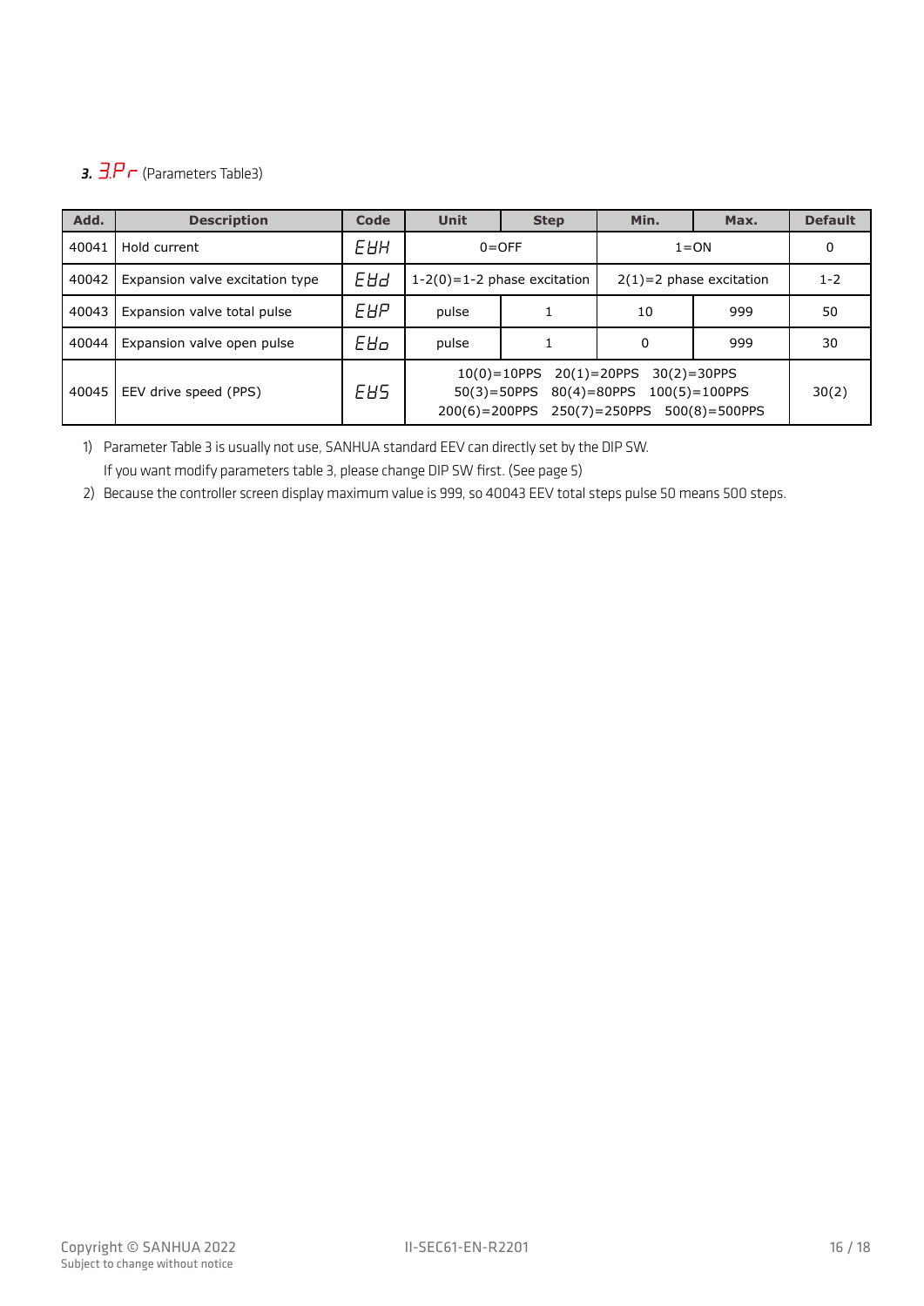### 3. 3.Pr (Parameters Table3)

| Add. | Description | Code | Unit | Step | Min. | Max. | Default |
|---|---|---|---|---|---|---|---|
| 40041 | Hold current | EHH | 0=OFF | | 1=ON | | 0 |
| 40042 | Expansion valve excitation type | EHd | 1-2(0)=1-2 phase excitation | | 2(1)=2 phase excitation | | 1-2 |
| 40043 | Expansion valve total pulse | EHP | pulse | 1 | 10 | 999 | 50 |
| 40044 | Expansion valve open pulse | EHo | pulse | 1 | 0 | 999 | 30 |
| 40045 | EEV drive speed (PPS) | EHS | 10(0)=10PPS 20(1)=20PPS 30(2)=30PPS 50(3)=50PPS 80(4)=80PPS 100(5)=100PPS 200(6)=200PPS 250(7)=250PPS 500(8)=500PPS | | | | 30(2) |

1) Parameter Table 3 is usually not use, SANHUA standard EEV can directly set by the DIP SW.
   If you want modify parameters table 3, please change DIP SW first. (See page 5)
2) Because the controller screen display maximum value is 999, so 40043 EEV total steps pulse 50 means 500 steps.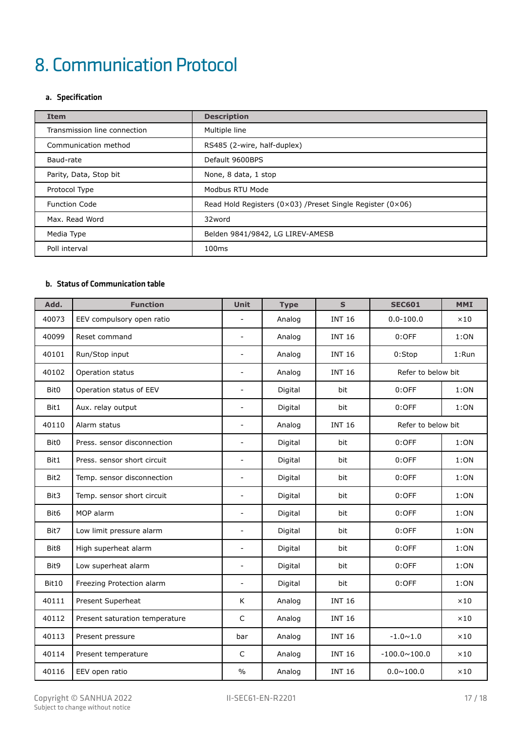# 8. Communication Protocol

### a. Specification

| Item | Description |
|---|---|
| Transmission line connection | Multiple line |
| Communication method | RS485 (2-wire, half-duplex) |
| Baud-rate | Default 9600BPS |
| Parity, Data, Stop bit | None, 8 data, 1 stop |
| Protocol Type | Modbus RTU Mode |
| Function Code | Read Hold Registers (0×03) /Preset Single Register (0×06) |
| Max. Read Word | 32word |
| Media Type | Belden 9841/9842, LG LIREV-AMESB |
| Poll interval | 100ms |

### b. Status of Communication table

| Add. | Function | Unit | Type | S | SEC601 | MMI |
|---|---|---|---|---|---|---|
| 40073 | EEV compulsory open ratio | - | Analog | INT 16 | 0.0-100.0 | ×10 |
| 40099 | Reset command | - | Analog | INT 16 | 0:OFF | 1:ON |
| 40101 | Run/Stop input | - | Analog | INT 16 | 0:Stop | 1:Run |
| 40102 | Operation status | - | Analog | INT 16 | Refer to below bit | |
| Bit0 | Operation status of EEV | - | Digital | bit | 0:OFF | 1:ON |
| Bit1 | Aux. relay output | - | Digital | bit | 0:OFF | 1:ON |
| 40110 | Alarm status | - | Analog | INT 16 | Refer to below bit | |
| Bit0 | Press. sensor disconnection | - | Digital | bit | 0:OFF | 1:ON |
| Bit1 | Press. sensor short circuit | - | Digital | bit | 0:OFF | 1:ON |
| Bit2 | Temp. sensor disconnection | - | Digital | bit | 0:OFF | 1:ON |
| Bit3 | Temp. sensor short circuit | - | Digital | bit | 0:OFF | 1:ON |
| Bit6 | MOP alarm | - | Digital | bit | 0:OFF | 1:ON |
| Bit7 | Low limit pressure alarm | - | Digital | bit | 0:OFF | 1:ON |
| Bit8 | High superheat alarm | - | Digital | bit | 0:OFF | 1:ON |
| Bit9 | Low superheat alarm | - | Digital | bit | 0:OFF | 1:ON |
| Bit10 | Freezing Protection alarm | - | Digital | bit | 0:OFF | 1:ON |
| 40111 | Present Superheat | K | Analog | INT 16 | | ×10 |
| 40112 | Present saturation temperature | C | Analog | INT 16 | | ×10 |
| 40113 | Present pressure | bar | Analog | INT 16 | -1.0~1.0 | ×10 |
| 40114 | Present temperature | C | Analog | INT 16 | -100.0~100.0 | ×10 |
| 40116 | EEV open ratio | % | Analog | INT 16 | 0.0~100.0 | ×10 |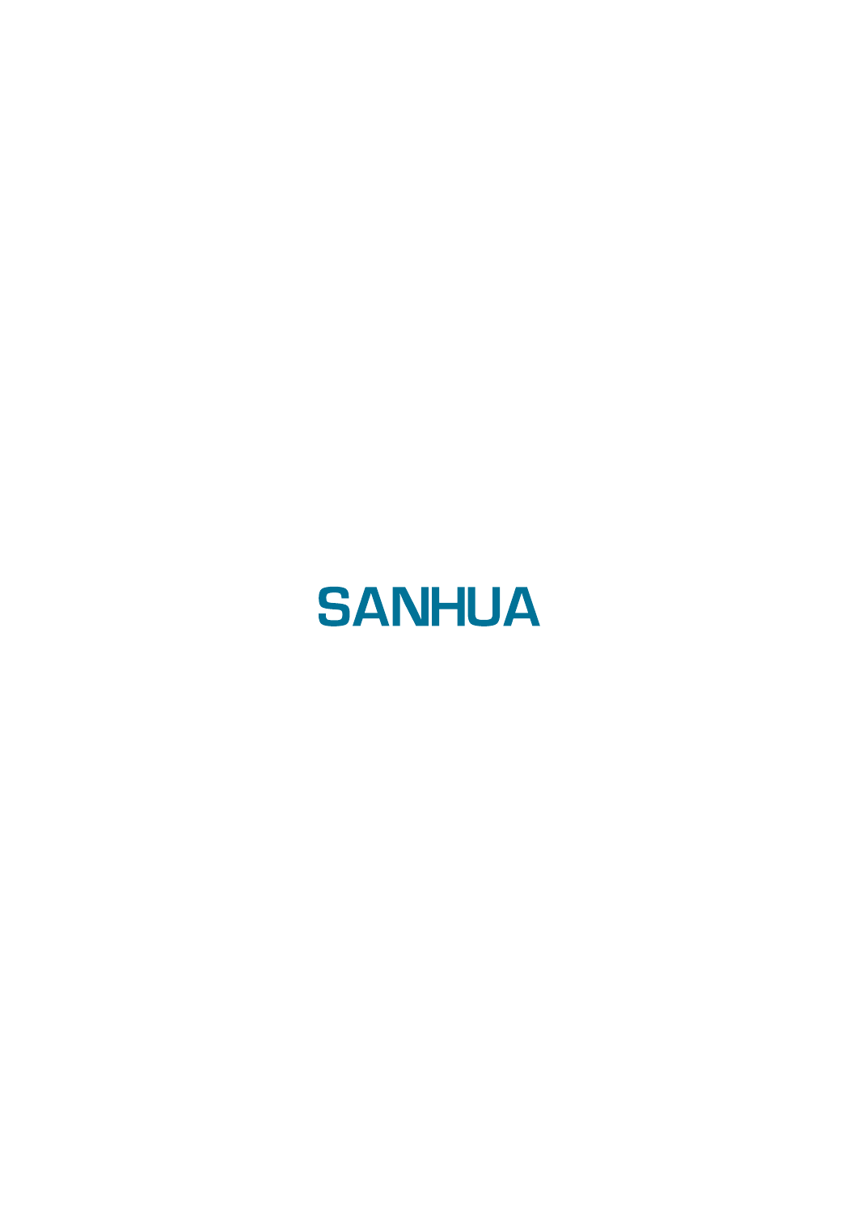SANHUA